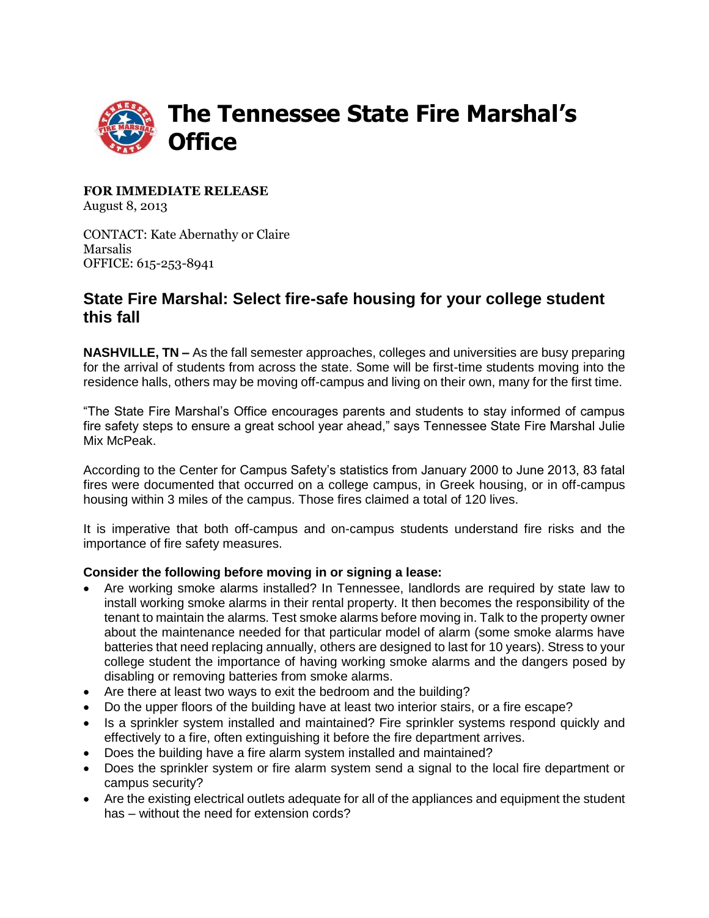# The Tennessee State Fire Marshal's Office

**FOR IMMEDIATE RELEASE**
August 8, 2013

CONTACT: Kate Abernathy or Claire Marsalis
OFFICE: 615-253-8941

## State Fire Marshal: Select fire-safe housing for your college student this fall

**NASHVILLE, TN –** As the fall semester approaches, colleges and universities are busy preparing for the arrival of students from across the state. Some will be first-time students moving into the residence halls, others may be moving off-campus and living on their own, many for the first time.

"The State Fire Marshal's Office encourages parents and students to stay informed of campus fire safety steps to ensure a great school year ahead," says Tennessee State Fire Marshal Julie Mix McPeak.

According to the Center for Campus Safety's statistics from January 2000 to June 2013, 83 fatal fires were documented that occurred on a college campus, in Greek housing, or in off-campus housing within 3 miles of the campus. Those fires claimed a total of 120 lives.

It is imperative that both off-campus and on-campus students understand fire risks and the importance of fire safety measures.

**Consider the following before moving in or signing a lease:**

- Are working smoke alarms installed? In Tennessee, landlords are required by state law to install working smoke alarms in their rental property. It then becomes the responsibility of the tenant to maintain the alarms. Test smoke alarms before moving in. Talk to the property owner about the maintenance needed for that particular model of alarm (some smoke alarms have batteries that need replacing annually, others are designed to last for 10 years). Stress to your college student the importance of having working smoke alarms and the dangers posed by disabling or removing batteries from smoke alarms.
- Are there at least two ways to exit the bedroom and the building?
- Do the upper floors of the building have at least two interior stairs, or a fire escape?
- Is a sprinkler system installed and maintained? Fire sprinkler systems respond quickly and effectively to a fire, often extinguishing it before the fire department arrives.
- Does the building have a fire alarm system installed and maintained?
- Does the sprinkler system or fire alarm system send a signal to the local fire department or campus security?
- Are the existing electrical outlets adequate for all of the appliances and equipment the student has – without the need for extension cords?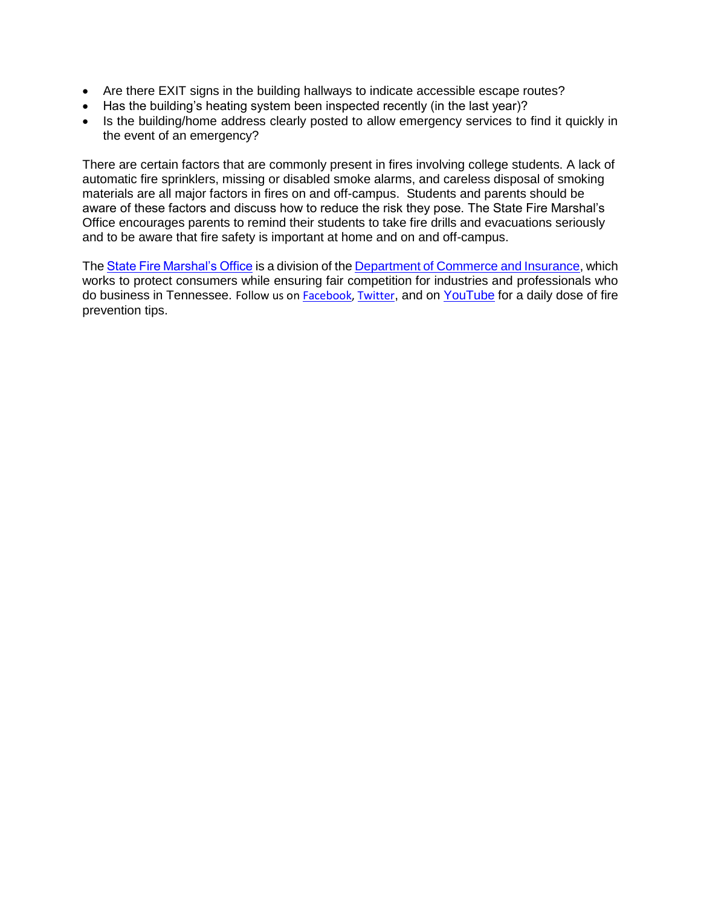- Are there EXIT signs in the building hallways to indicate accessible escape routes?
- Has the building's heating system been inspected recently (in the last year)?
- Is the building/home address clearly posted to allow emergency services to find it quickly in the event of an emergency?

There are certain factors that are commonly present in fires involving college students. A lack of automatic fire sprinklers, missing or disabled smoke alarms, and careless disposal of smoking materials are all major factors in fires on and off-campus. Students and parents should be aware of these factors and discuss how to reduce the risk they pose. The State Fire Marshal's Office encourages parents to remind their students to take fire drills and evacuations seriously and to be aware that fire safety is important at home and on and off-campus.

The State Fire Marshal's Office is a division of the Department of Commerce and Insurance, which works to protect consumers while ensuring fair competition for industries and professionals who do business in Tennessee. Follow us on Facebook, Twitter, and on YouTube for a daily dose of fire prevention tips.